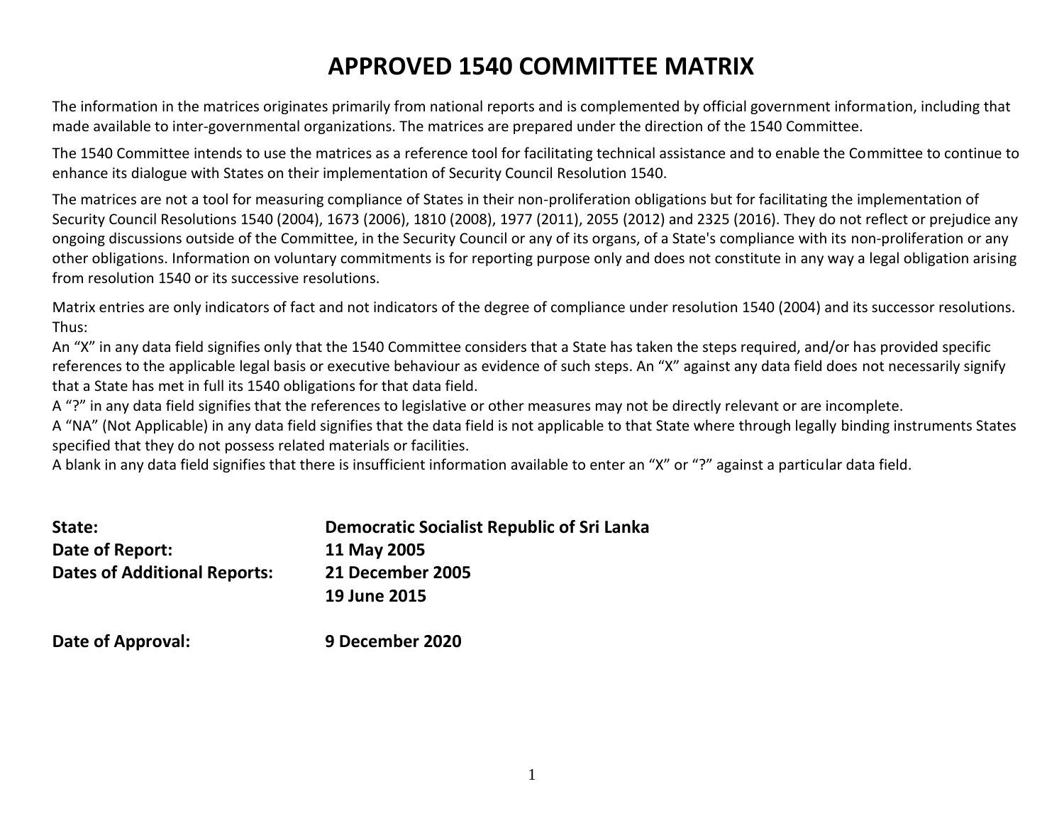# APPROVED 1540 COMMITTEE MATRIX

The information in the matrices originates primarily from national reports and is complemented by official government information, including that made available to inter-governmental organizations. The matrices are prepared under the direction of the 1540 Committee.

The 1540 Committee intends to use the matrices as a reference tool for facilitating technical assistance and to enable the Committee to continue to enhance its dialogue with States on their implementation of Security Council Resolution 1540.

The matrices are not a tool for measuring compliance of States in their non-proliferation obligations but for facilitating the implementation of Security Council Resolutions 1540 (2004), 1673 (2006), 1810 (2008), 1977 (2011), 2055 (2012) and 2325 (2016). They do not reflect or prejudice any ongoing discussions outside of the Committee, in the Security Council or any of its organs, of a State's compliance with its non-proliferation or any other obligations. Information on voluntary commitments is for reporting purpose only and does not constitute in any way a legal obligation arising from resolution 1540 or its successive resolutions.

Matrix entries are only indicators of fact and not indicators of the degree of compliance under resolution 1540 (2004) and its successor resolutions. Thus:
An "X" in any data field signifies only that the 1540 Committee considers that a State has taken the steps required, and/or has provided specific references to the applicable legal basis or executive behaviour as evidence of such steps. An "X" against any data field does not necessarily signify that a State has met in full its 1540 obligations for that data field.
A "?" in any data field signifies that the references to legislative or other measures may not be directly relevant or are incomplete.
A "NA" (Not Applicable) in any data field signifies that the data field is not applicable to that State where through legally binding instruments States specified that they do not possess related materials or facilities.
A blank in any data field signifies that there is insufficient information available to enter an "X" or "?" against a particular data field.

**State:** **Democratic Socialist Republic of Sri Lanka**

**Date of Report:** **11 May 2005**

**Dates of Additional Reports:** **21 December 2005**
**19 June 2015**

**Date of Approval:** **9 December 2020**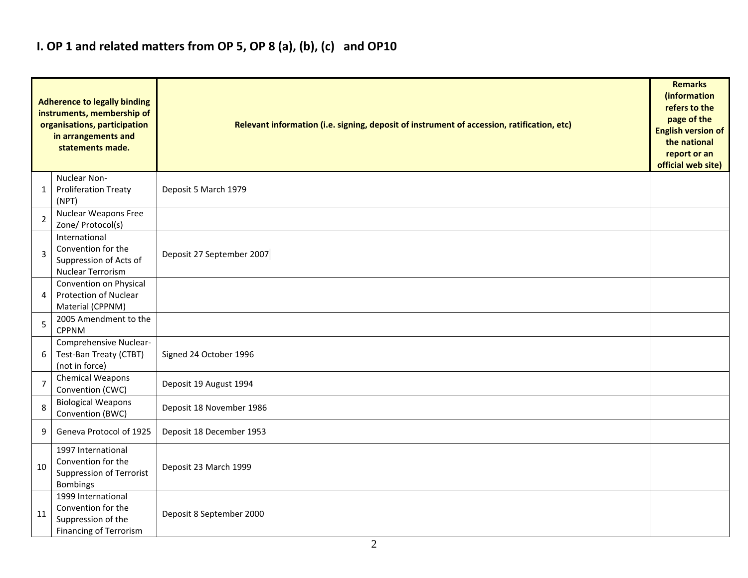## I. OP 1 and related matters from OP 5, OP 8 (a), (b), (c) and OP10

| | Adherence to legally binding instruments, membership of organisations, participation in arrangements and statements made. | Relevant information (i.e. signing, deposit of instrument of accession, ratification, etc) | Remarks (information refers to the page of the English version of the national report or an official web site) |
|---|---|---|---|
| 1 | Nuclear Non-Proliferation Treaty (NPT) | Deposit 5 March 1979 | |
| 2 | Nuclear Weapons Free Zone/ Protocol(s) | | |
| 3 | International Convention for the Suppression of Acts of Nuclear Terrorism | Deposit 27 September 2007 | |
| 4 | Convention on Physical Protection of Nuclear Material (CPPNM) | | |
| 5 | 2005 Amendment to the CPPNM | | |
| 6 | Comprehensive Nuclear-Test-Ban Treaty (CTBT) (not in force) | Signed 24 October 1996 | |
| 7 | Chemical Weapons Convention (CWC) | Deposit 19 August 1994 | |
| 8 | Biological Weapons Convention (BWC) | Deposit 18 November 1986 | |
| 9 | Geneva Protocol of 1925 | Deposit 18 December 1953 | |
| 10 | 1997 International Convention for the Suppression of Terrorist Bombings | Deposit 23 March 1999 | |
| 11 | 1999 International Convention for the Suppression of the Financing of Terrorism | Deposit 8 September 2000 | |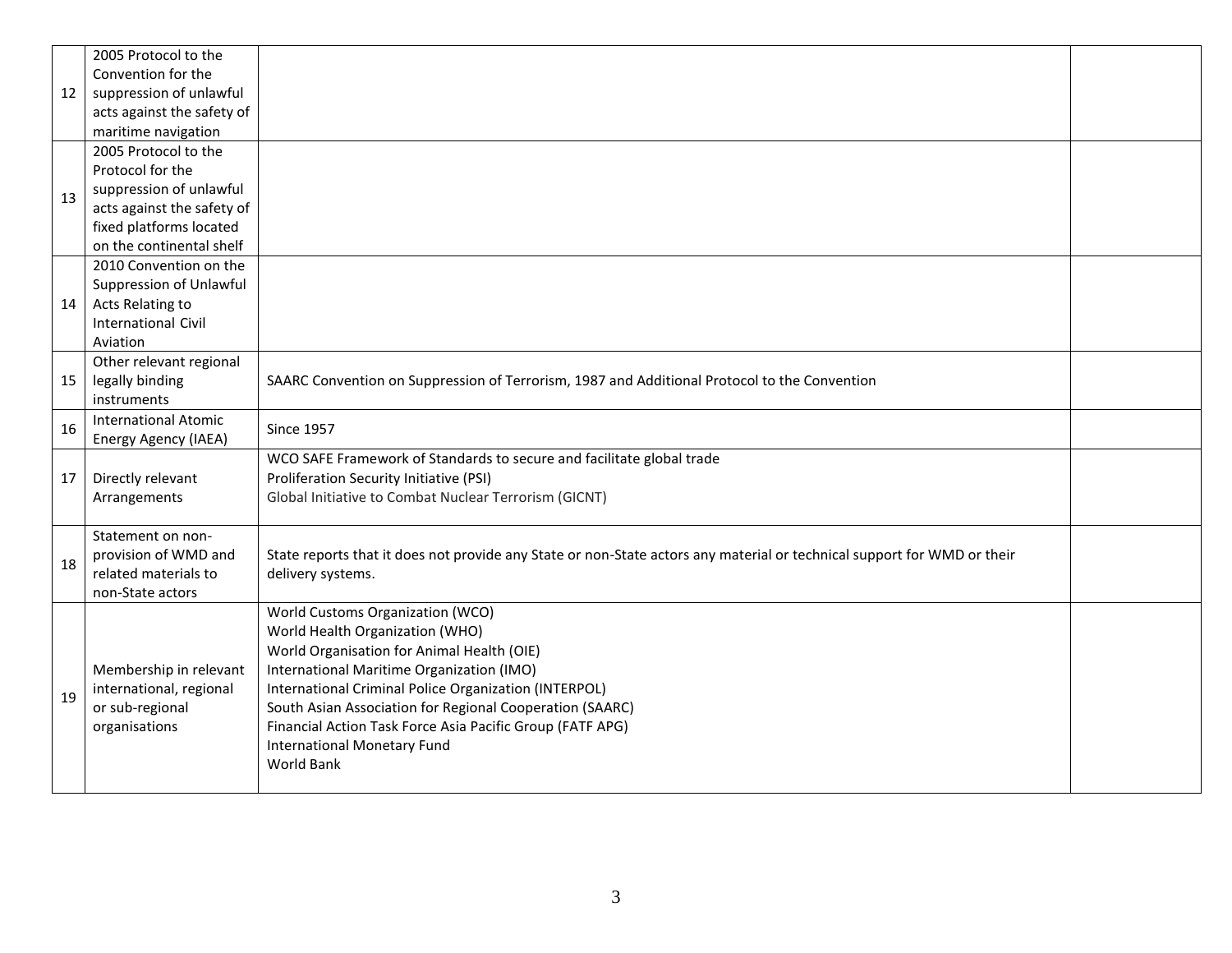| | | | |
|---|---|---|---|
| 12 | 2005 Protocol to the Convention for the suppression of unlawful acts against the safety of maritime navigation | | |
| 13 | 2005 Protocol to the Protocol for the suppression of unlawful acts against the safety of fixed platforms located on the continental shelf | | |
| 14 | 2010 Convention on the Suppression of Unlawful Acts Relating to International Civil Aviation | | |
| 15 | Other relevant regional legally binding instruments | SAARC Convention on Suppression of Terrorism, 1987 and Additional Protocol to the Convention | |
| 16 | International Atomic Energy Agency (IAEA) | Since 1957 | |
| 17 | Directly relevant Arrangements | WCO SAFE Framework of Standards to secure and facilitate global trade<br>Proliferation Security Initiative (PSI)<br>Global Initiative to Combat Nuclear Terrorism (GICNT) | |
| 18 | Statement on non-provision of WMD and related materials to non-State actors | State reports that it does not provide any State or non-State actors any material or technical support for WMD or their delivery systems. | |
| 19 | Membership in relevant international, regional or sub-regional organisations | World Customs Organization (WCO)<br>World Health Organization (WHO)<br>World Organisation for Animal Health (OIE)<br>International Maritime Organization (IMO)<br>International Criminal Police Organization (INTERPOL)<br>South Asian Association for Regional Cooperation (SAARC)<br>Financial Action Task Force Asia Pacific Group (FATF APG)<br>International Monetary Fund<br>World Bank | |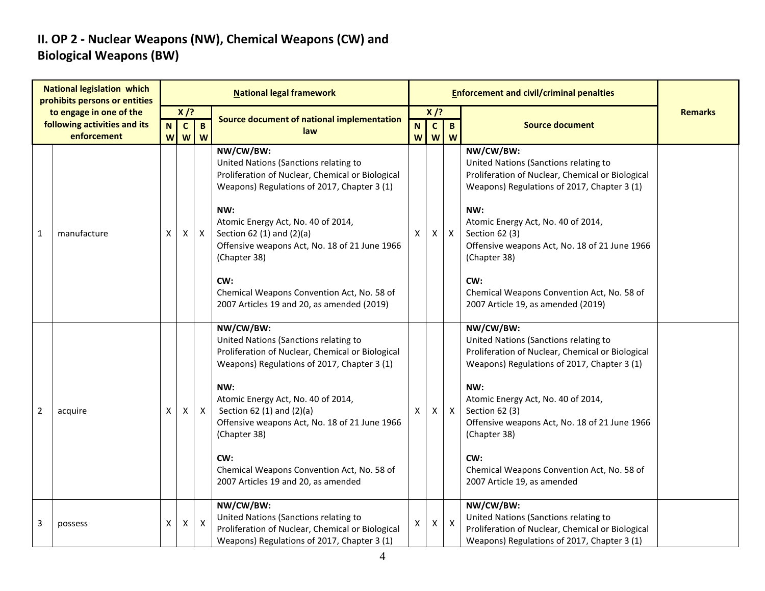## II. OP 2 - Nuclear Weapons (NW), Chemical Weapons (CW) and Biological Weapons (BW)

| National legislation which prohibits persons or entities to engage in one of the following activities and its enforcement | | National legal framework | | | | Enforcement and civil/criminal penalties | | | | Remarks |
|---|---|---|---|---|---|---|---|---|---|---|
| | | X /? | | | Source document of national implementation law | X /? | | | Source document | |
| | | NW | CW | BW | | NW | CW | BW | | |
| 1 | manufacture | X | X | X | **NW/CW/BW:**<br>United Nations (Sanctions relating to Proliferation of Nuclear, Chemical or Biological Weapons) Regulations of 2017, Chapter 3 (1)<br><br>**NW:**<br>Atomic Energy Act, No. 40 of 2014, Section 62 (1) and (2)(a)<br>Offensive weapons Act, No. 18 of 21 June 1966 (Chapter 38)<br><br>**CW:**<br>Chemical Weapons Convention Act, No. 58 of 2007 Articles 19 and 20, as amended (2019) | X | X | X | **NW/CW/BW:**<br>United Nations (Sanctions relating to Proliferation of Nuclear, Chemical or Biological Weapons) Regulations of 2017, Chapter 3 (1)<br><br>**NW:**<br>Atomic Energy Act, No. 40 of 2014, Section 62 (3)<br>Offensive weapons Act, No. 18 of 21 June 1966 (Chapter 38)<br><br>**CW:**<br>Chemical Weapons Convention Act, No. 58 of 2007 Article 19, as amended (2019) | |
| 2 | acquire | X | X | X | **NW/CW/BW:**<br>United Nations (Sanctions relating to Proliferation of Nuclear, Chemical or Biological Weapons) Regulations of 2017, Chapter 3 (1)<br><br>**NW:**<br>Atomic Energy Act, No. 40 of 2014, Section 62 (1) and (2)(a)<br>Offensive weapons Act, No. 18 of 21 June 1966 (Chapter 38)<br><br>**CW:**<br>Chemical Weapons Convention Act, No. 58 of 2007 Articles 19 and 20, as amended | X | X | X | **NW/CW/BW:**<br>United Nations (Sanctions relating to Proliferation of Nuclear, Chemical or Biological Weapons) Regulations of 2017, Chapter 3 (1)<br><br>**NW:**<br>Atomic Energy Act, No. 40 of 2014, Section 62 (3)<br>Offensive weapons Act, No. 18 of 21 June 1966 (Chapter 38)<br><br>**CW:**<br>Chemical Weapons Convention Act, No. 58 of 2007 Article 19, as amended | |
| 3 | possess | X | X | X | **NW/CW/BW:**<br>United Nations (Sanctions relating to Proliferation of Nuclear, Chemical or Biological Weapons) Regulations of 2017, Chapter 3 (1) | X | X | X | **NW/CW/BW:**<br>United Nations (Sanctions relating to Proliferation of Nuclear, Chemical or Biological Weapons) Regulations of 2017, Chapter 3 (1) | |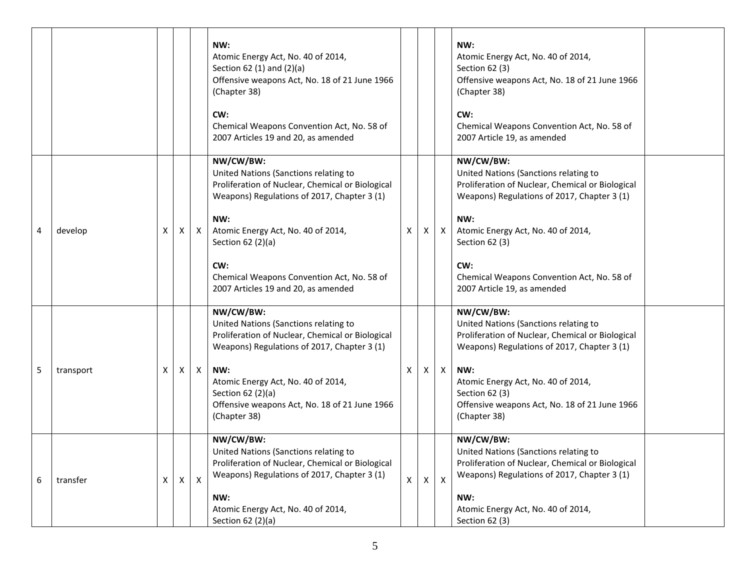| | | | | | | | | | | |
|---|---|---|---|---|---|---|---|---|---|---|
| | | | | | **NW:**<br>Atomic Energy Act, No. 40 of 2014,<br>Section 62 (1) and (2)(a)<br>Offensive weapons Act, No. 18 of 21 June 1966 (Chapter 38)<br><br>**CW:**<br>Chemical Weapons Convention Act, No. 58 of 2007 Articles 19 and 20, as amended | | | | **NW:**<br>Atomic Energy Act, No. 40 of 2014,<br>Section 62 (3)<br>Offensive weapons Act, No. 18 of 21 June 1966 (Chapter 38)<br><br>**CW:**<br>Chemical Weapons Convention Act, No. 58 of 2007 Article 19, as amended | |
| 4 | develop | X | X | X | **NW/CW/BW:**<br>United Nations (Sanctions relating to Proliferation of Nuclear, Chemical or Biological Weapons) Regulations of 2017, Chapter 3 (1)<br><br>**NW:**<br>Atomic Energy Act, No. 40 of 2014,<br>Section 62 (2)(a)<br><br>**CW:**<br>Chemical Weapons Convention Act, No. 58 of 2007 Articles 19 and 20, as amended | X | X | X | **NW/CW/BW:**<br>United Nations (Sanctions relating to Proliferation of Nuclear, Chemical or Biological Weapons) Regulations of 2017, Chapter 3 (1)<br><br>**NW:**<br>Atomic Energy Act, No. 40 of 2014,<br>Section 62 (3)<br><br>**CW:**<br>Chemical Weapons Convention Act, No. 58 of 2007 Article 19, as amended | |
| 5 | transport | X | X | X | **NW/CW/BW:**<br>United Nations (Sanctions relating to Proliferation of Nuclear, Chemical or Biological Weapons) Regulations of 2017, Chapter 3 (1)<br><br>**NW:**<br>Atomic Energy Act, No. 40 of 2014,<br>Section 62 (2)(a)<br>Offensive weapons Act, No. 18 of 21 June 1966 (Chapter 38) | X | X | X | **NW/CW/BW:**<br>United Nations (Sanctions relating to Proliferation of Nuclear, Chemical or Biological Weapons) Regulations of 2017, Chapter 3 (1)<br><br>**NW:**<br>Atomic Energy Act, No. 40 of 2014,<br>Section 62 (3)<br>Offensive weapons Act, No. 18 of 21 June 1966 (Chapter 38) | |
| 6 | transfer | X | X | X | **NW/CW/BW:**<br>United Nations (Sanctions relating to Proliferation of Nuclear, Chemical or Biological Weapons) Regulations of 2017, Chapter 3 (1)<br><br>**NW:**<br>Atomic Energy Act, No. 40 of 2014,<br>Section 62 (2)(a) | X | X | X | **NW/CW/BW:**<br>United Nations (Sanctions relating to Proliferation of Nuclear, Chemical or Biological Weapons) Regulations of 2017, Chapter 3 (1)<br><br>**NW:**<br>Atomic Energy Act, No. 40 of 2014,<br>Section 62 (3) | |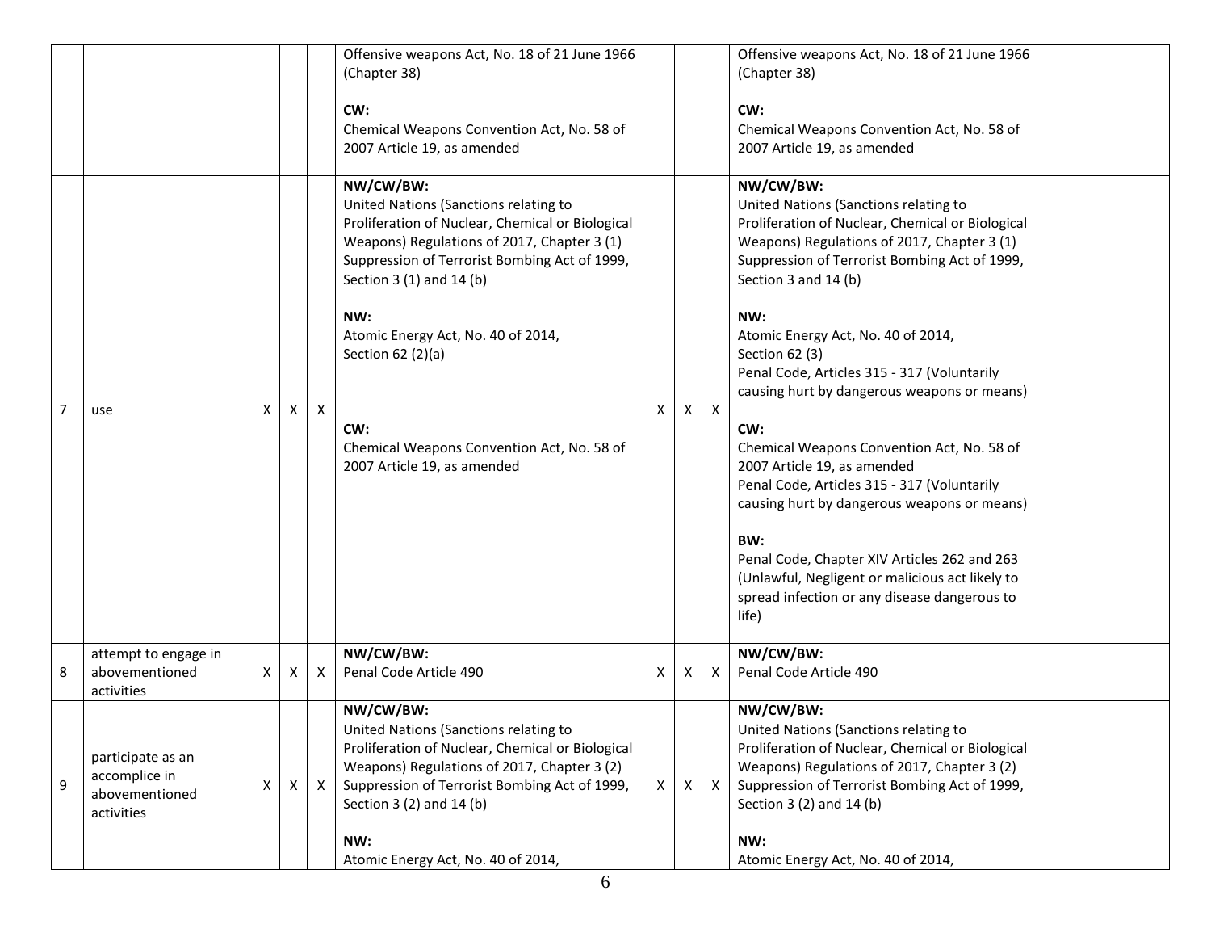| | | | | | | | | | | |
|---|---|---|---|---|---|---|---|---|---|---|
| | | | | | Offensive weapons Act, No. 18 of 21 June 1966 (Chapter 38)<br><br>**CW:**<br>Chemical Weapons Convention Act, No. 58 of 2007 Article 19, as amended | | | | Offensive weapons Act, No. 18 of 21 June 1966 (Chapter 38)<br><br>**CW:**<br>Chemical Weapons Convention Act, No. 58 of 2007 Article 19, as amended | |
| 7 | use | X | X | X | **NW/CW/BW:**<br>United Nations (Sanctions relating to Proliferation of Nuclear, Chemical or Biological Weapons) Regulations of 2017, Chapter 3 (1)<br>Suppression of Terrorist Bombing Act of 1999, Section 3 (1) and 14 (b)<br><br>**NW:**<br>Atomic Energy Act, No. 40 of 2014, Section 62 (2)(a)<br><br>**CW:**<br>Chemical Weapons Convention Act, No. 58 of 2007 Article 19, as amended | X | X | X | **NW/CW/BW:**<br>United Nations (Sanctions relating to Proliferation of Nuclear, Chemical or Biological Weapons) Regulations of 2017, Chapter 3 (1)<br>Suppression of Terrorist Bombing Act of 1999, Section 3 and 14 (b)<br><br>**NW:**<br>Atomic Energy Act, No. 40 of 2014, Section 62 (3)<br>Penal Code, Articles 315 - 317 (Voluntarily causing hurt by dangerous weapons or means)<br><br>**CW:**<br>Chemical Weapons Convention Act, No. 58 of 2007 Article 19, as amended<br>Penal Code, Articles 315 - 317 (Voluntarily causing hurt by dangerous weapons or means)<br><br>**BW:**<br>Penal Code, Chapter XIV Articles 262 and 263 (Unlawful, Negligent or malicious act likely to spread infection or any disease dangerous to life) | |
| 8 | attempt to engage in abovementioned activities | X | X | X | **NW/CW/BW:**<br>Penal Code Article 490 | X | X | X | **NW/CW/BW:**<br>Penal Code Article 490 | |
| 9 | participate as an accomplice in abovementioned activities | X | X | X | **NW/CW/BW:**<br>United Nations (Sanctions relating to Proliferation of Nuclear, Chemical or Biological Weapons) Regulations of 2017, Chapter 3 (2)<br>Suppression of Terrorist Bombing Act of 1999, Section 3 (2) and 14 (b)<br><br>**NW:**<br>Atomic Energy Act, No. 40 of 2014, | X | X | X | **NW/CW/BW:**<br>United Nations (Sanctions relating to Proliferation of Nuclear, Chemical or Biological Weapons) Regulations of 2017, Chapter 3 (2)<br>Suppression of Terrorist Bombing Act of 1999, Section 3 (2) and 14 (b)<br><br>**NW:**<br>Atomic Energy Act, No. 40 of 2014, | |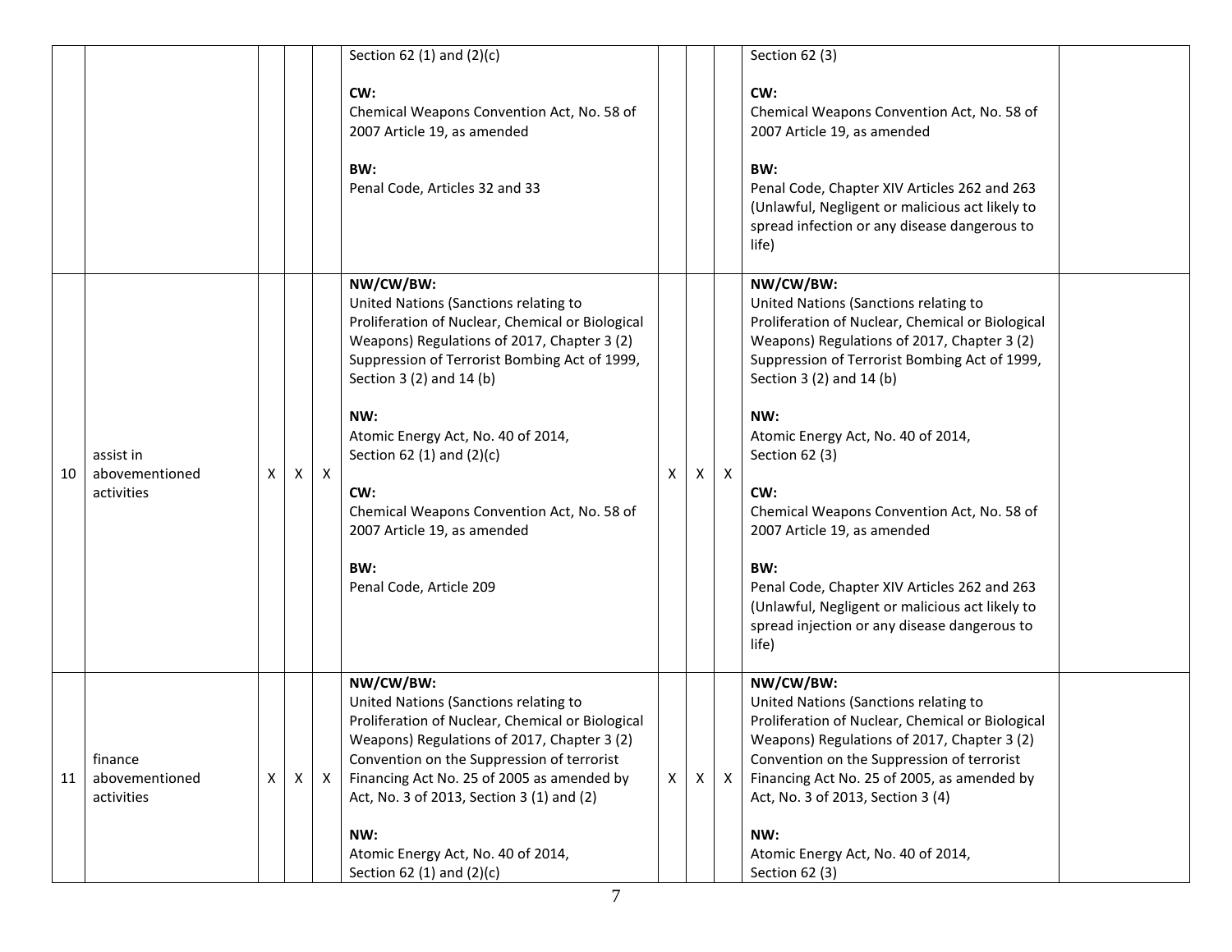| | | | | | | | | | | |
|---|---|---|---|---|---|---|---|---|---|---|
| | | | | | Section 62 (1) and (2)(c)<br><br>**CW:**<br>Chemical Weapons Convention Act, No. 58 of 2007 Article 19, as amended<br><br>**BW:**<br>Penal Code, Articles 32 and 33 | | | | Section 62 (3)<br><br>**CW:**<br>Chemical Weapons Convention Act, No. 58 of 2007 Article 19, as amended<br><br>**BW:**<br>Penal Code, Chapter XIV Articles 262 and 263 (Unlawful, Negligent or malicious act likely to spread infection or any disease dangerous to life) | |
| 10 | assist in abovementioned activities | X | X | X | **NW/CW/BW:**<br>United Nations (Sanctions relating to Proliferation of Nuclear, Chemical or Biological Weapons) Regulations of 2017, Chapter 3 (2) Suppression of Terrorist Bombing Act of 1999, Section 3 (2) and 14 (b)<br><br>**NW:**<br>Atomic Energy Act, No. 40 of 2014, Section 62 (1) and (2)(c)<br><br>**CW:**<br>Chemical Weapons Convention Act, No. 58 of 2007 Article 19, as amended<br><br>**BW:**<br>Penal Code, Article 209 | X | X | X | **NW/CW/BW:**<br>United Nations (Sanctions relating to Proliferation of Nuclear, Chemical or Biological Weapons) Regulations of 2017, Chapter 3 (2) Suppression of Terrorist Bombing Act of 1999, Section 3 (2) and 14 (b)<br><br>**NW:**<br>Atomic Energy Act, No. 40 of 2014, Section 62 (3)<br><br>**CW:**<br>Chemical Weapons Convention Act, No. 58 of 2007 Article 19, as amended<br><br>**BW:**<br>Penal Code, Chapter XIV Articles 262 and 263 (Unlawful, Negligent or malicious act likely to spread injection or any disease dangerous to life) | |
| 11 | finance abovementioned activities | X | X | X | **NW/CW/BW:**<br>United Nations (Sanctions relating to Proliferation of Nuclear, Chemical or Biological Weapons) Regulations of 2017, Chapter 3 (2) Convention on the Suppression of terrorist Financing Act No. 25 of 2005 as amended by Act, No. 3 of 2013, Section 3 (1) and (2)<br><br>**NW:**<br>Atomic Energy Act, No. 40 of 2014, Section 62 (1) and (2)(c) | X | X | X | **NW/CW/BW:**<br>United Nations (Sanctions relating to Proliferation of Nuclear, Chemical or Biological Weapons) Regulations of 2017, Chapter 3 (2) Convention on the Suppression of terrorist Financing Act No. 25 of 2005, as amended by Act, No. 3 of 2013, Section 3 (4)<br><br>**NW:**<br>Atomic Energy Act, No. 40 of 2014, Section 62 (3) | |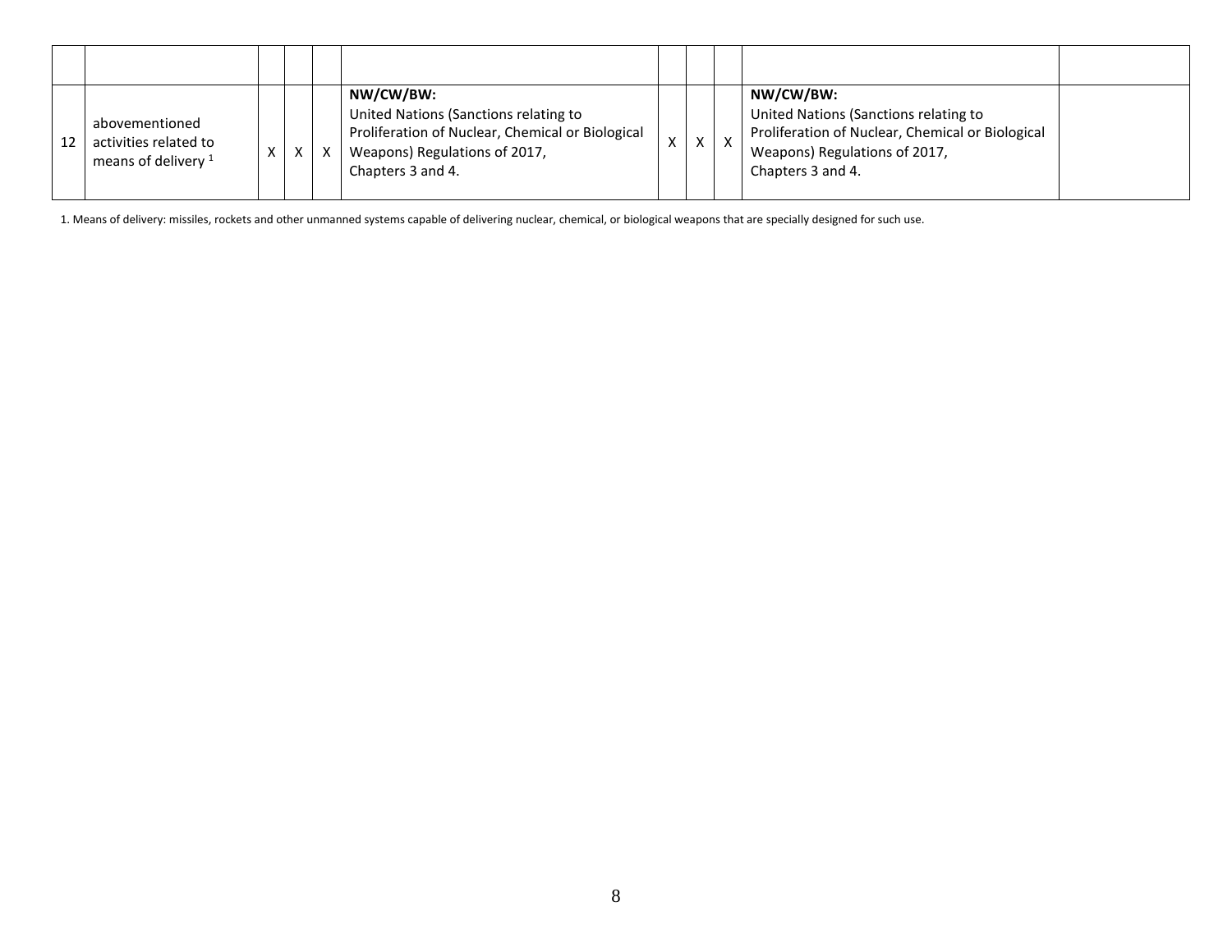| | | | | | | | | | | |
|---|---|---|---|---|---|---|---|---|---|---|
| | | | | | | | | | | |
| 12 | abovementioned activities related to means of delivery [1] | X | X | X | **NW/CW/BW:**<br>United Nations (Sanctions relating to Proliferation of Nuclear, Chemical or Biological Weapons) Regulations of 2017,<br>Chapters 3 and 4. | X | X | X | **NW/CW/BW:**<br>United Nations (Sanctions relating to Proliferation of Nuclear, Chemical or Biological Weapons) Regulations of 2017,<br>Chapters 3 and 4. | |

1. Means of delivery: missiles, rockets and other unmanned systems capable of delivering nuclear, chemical, or biological weapons that are specially designed for such use.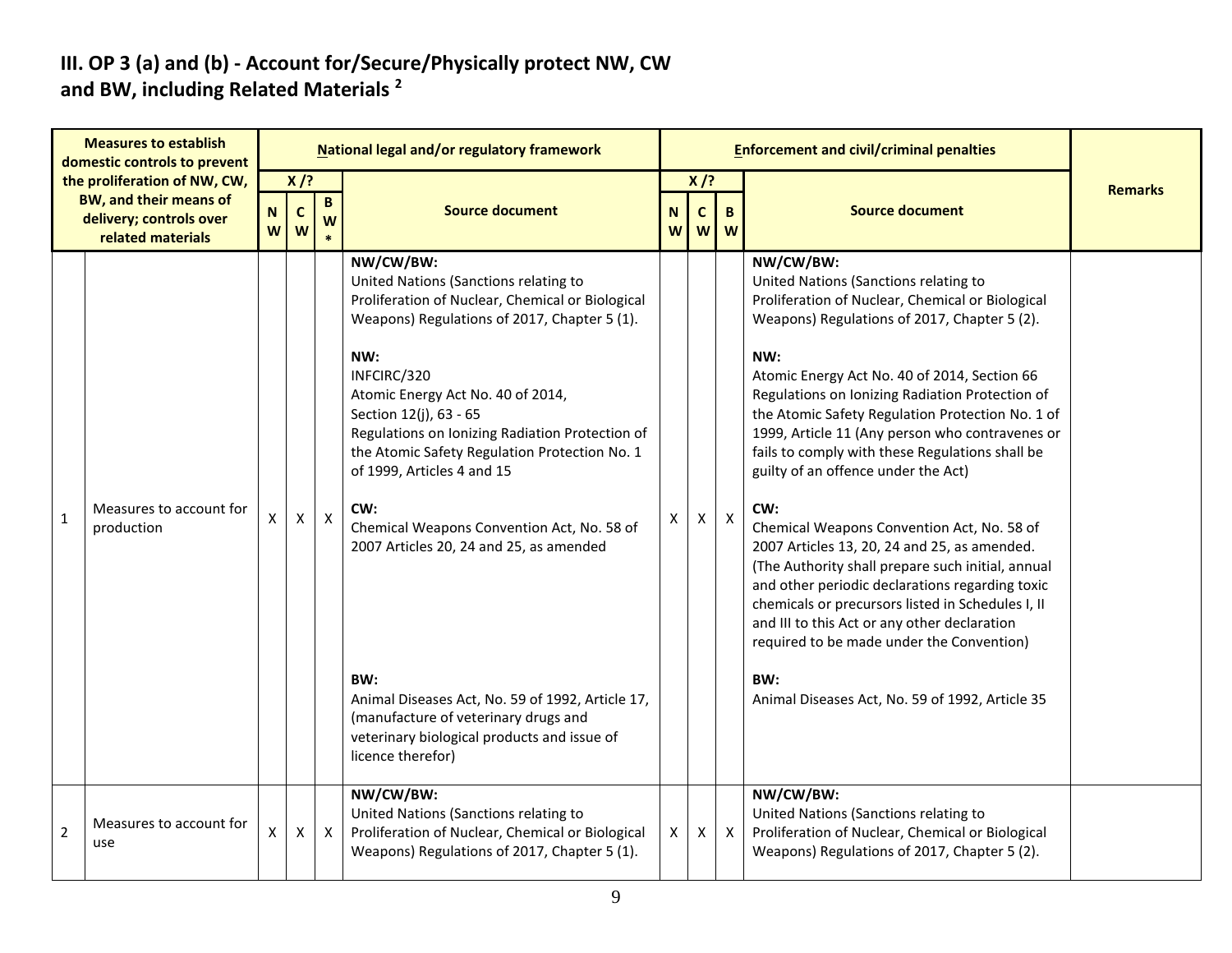## III. OP 3 (a) and (b) - Account for/Secure/Physically protect NW, CW and BW, including Related Materials [2]

| Measures to establish domestic controls to prevent the proliferation of NW, CW, BW, and their means of delivery; controls over related materials | | National legal and/or regulatory framework | | | | Enforcement and civil/criminal penalties | | | | Remarks |
|---|---|---|---|---|---|---|---|---|---|---|
| | | X /? | | | Source document | X /? | | | Source document | |
| | | NW | CW | BW* | | NW | CW | BW | | |
| 1 | Measures to account for production | X | X | X | **NW/CW/BW:**<br>United Nations (Sanctions relating to Proliferation of Nuclear, Chemical or Biological Weapons) Regulations of 2017, Chapter 5 (1).<br><br>**NW:**<br>INFCIRC/320<br>Atomic Energy Act No. 40 of 2014, Section 12(j), 63 - 65<br>Regulations on Ionizing Radiation Protection of the Atomic Safety Regulation Protection No. 1 of 1999, Articles 4 and 15<br><br>**CW:**<br>Chemical Weapons Convention Act, No. 58 of 2007 Articles 20, 24 and 25, as amended<br><br>**BW:**<br>Animal Diseases Act, No. 59 of 1992, Article 17, (manufacture of veterinary drugs and veterinary biological products and issue of licence therefor) | X | X | X | **NW/CW/BW:**<br>United Nations (Sanctions relating to Proliferation of Nuclear, Chemical or Biological Weapons) Regulations of 2017, Chapter 5 (2).<br><br>**NW:**<br>Atomic Energy Act No. 40 of 2014, Section 66<br>Regulations on Ionizing Radiation Protection of the Atomic Safety Regulation Protection No. 1 of 1999, Article 11 (Any person who contravenes or fails to comply with these Regulations shall be guilty of an offence under the Act)<br><br>**CW:**<br>Chemical Weapons Convention Act, No. 58 of 2007 Articles 13, 20, 24 and 25, as amended. (The Authority shall prepare such initial, annual and other periodic declarations regarding toxic chemicals or precursors listed in Schedules I, II and III to this Act or any other declaration required to be made under the Convention)<br><br>**BW:**<br>Animal Diseases Act, No. 59 of 1992, Article 35 | |
| 2 | Measures to account for use | X | X | X | **NW/CW/BW:**<br>United Nations (Sanctions relating to Proliferation of Nuclear, Chemical or Biological Weapons) Regulations of 2017, Chapter 5 (1). | X | X | X | **NW/CW/BW:**<br>United Nations (Sanctions relating to Proliferation of Nuclear, Chemical or Biological Weapons) Regulations of 2017, Chapter 5 (2). | |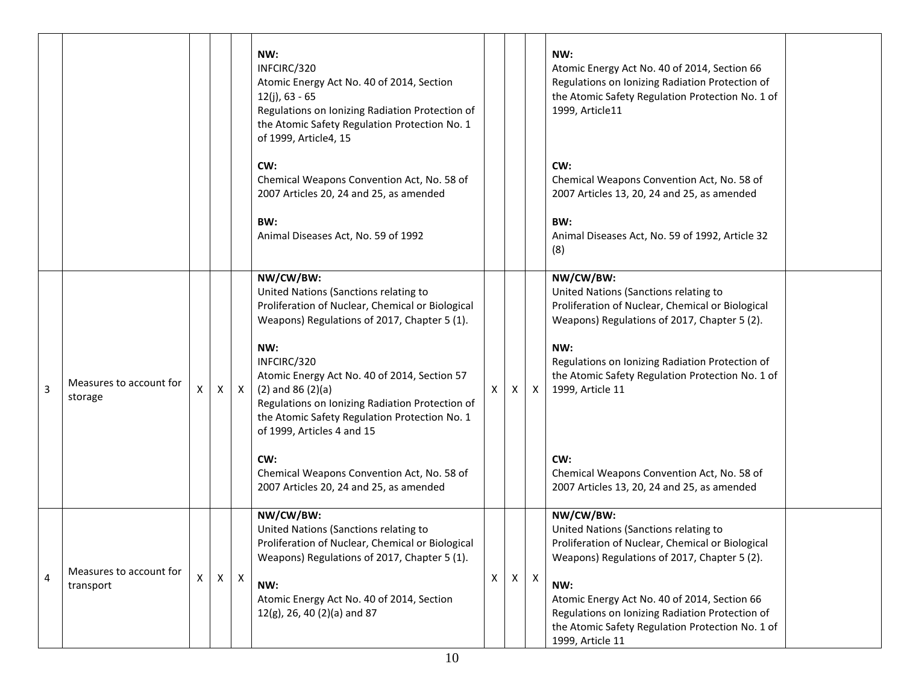| | | | | | | | | | | |
|---|---|---|---|---|---|---|---|---|---|---|
| | | | | | **NW:**<br>INFCIRC/320<br>Atomic Energy Act No. 40 of 2014, Section 12(j), 63 - 65<br>Regulations on Ionizing Radiation Protection of the Atomic Safety Regulation Protection No. 1 of 1999, Article4, 15<br><br>**CW:**<br>Chemical Weapons Convention Act, No. 58 of 2007 Articles 20, 24 and 25, as amended<br><br>**BW:**<br>Animal Diseases Act, No. 59 of 1992 | | | | **NW:**<br>Atomic Energy Act No. 40 of 2014, Section 66<br>Regulations on Ionizing Radiation Protection of the Atomic Safety Regulation Protection No. 1 of 1999, Article11<br><br>**CW:**<br>Chemical Weapons Convention Act, No. 58 of 2007 Articles 13, 20, 24 and 25, as amended<br><br>**BW:**<br>Animal Diseases Act, No. 59 of 1992, Article 32 (8) | |
| 3 | Measures to account for storage | X | X | X | **NW/CW/BW:**<br>United Nations (Sanctions relating to Proliferation of Nuclear, Chemical or Biological Weapons) Regulations of 2017, Chapter 5 (1).<br><br>**NW:**<br>INFCIRC/320<br>Atomic Energy Act No. 40 of 2014, Section 57 (2) and 86 (2)(a)<br>Regulations on Ionizing Radiation Protection of the Atomic Safety Regulation Protection No. 1 of 1999, Articles 4 and 15<br><br>**CW:**<br>Chemical Weapons Convention Act, No. 58 of 2007 Articles 20, 24 and 25, as amended | X | X | X | **NW/CW/BW:**<br>United Nations (Sanctions relating to Proliferation of Nuclear, Chemical or Biological Weapons) Regulations of 2017, Chapter 5 (2).<br><br>**NW:**<br>Regulations on Ionizing Radiation Protection of the Atomic Safety Regulation Protection No. 1 of 1999, Article 11<br><br>**CW:**<br>Chemical Weapons Convention Act, No. 58 of 2007 Articles 13, 20, 24 and 25, as amended | |
| 4 | Measures to account for transport | X | X | X | **NW/CW/BW:**<br>United Nations (Sanctions relating to Proliferation of Nuclear, Chemical or Biological Weapons) Regulations of 2017, Chapter 5 (1).<br><br>**NW:**<br>Atomic Energy Act No. 40 of 2014, Section 12(g), 26, 40 (2)(a) and 87 | X | X | X | **NW/CW/BW:**<br>United Nations (Sanctions relating to Proliferation of Nuclear, Chemical or Biological Weapons) Regulations of 2017, Chapter 5 (2).<br><br>**NW:**<br>Atomic Energy Act No. 40 of 2014, Section 66<br>Regulations on Ionizing Radiation Protection of the Atomic Safety Regulation Protection No. 1 of 1999, Article 11 | |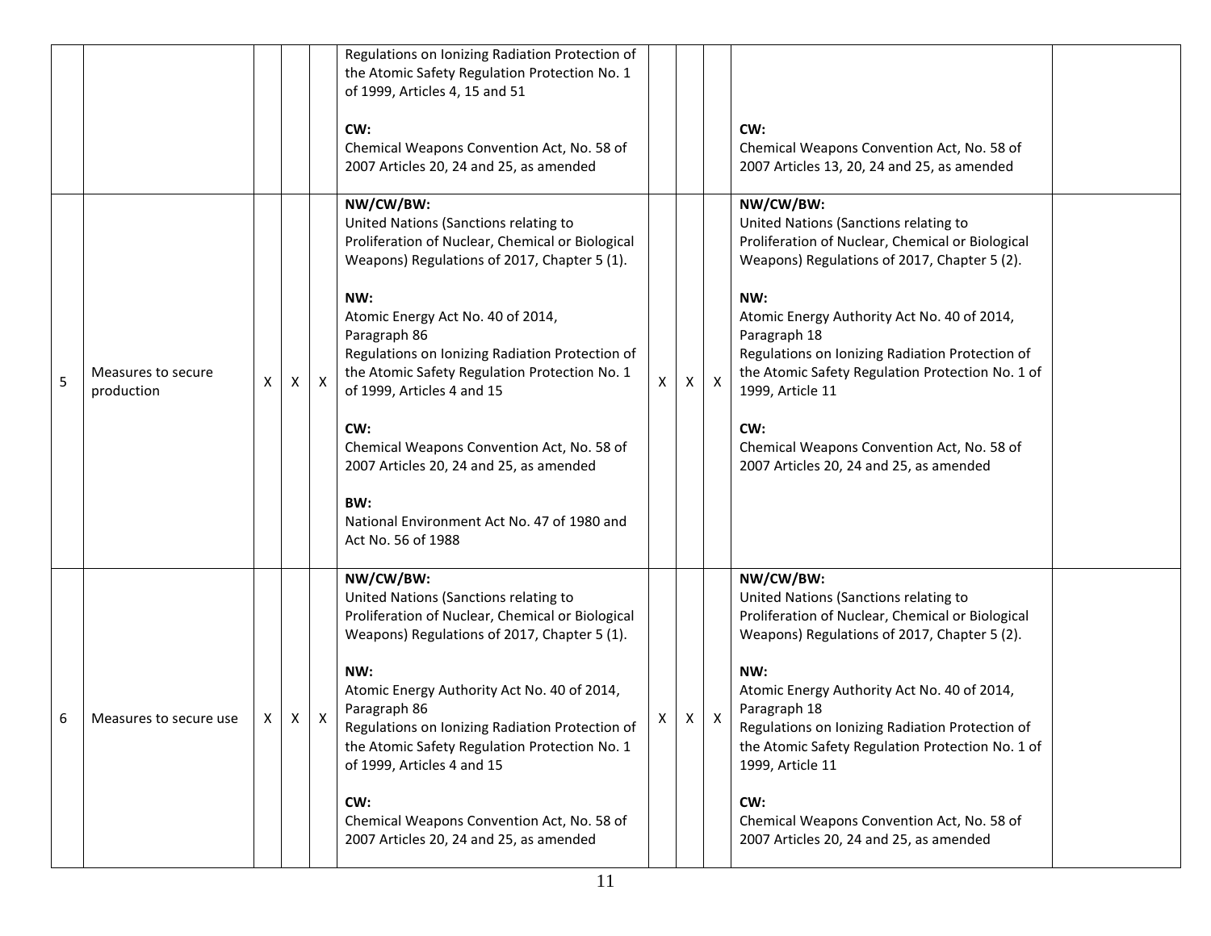| | | | | | | | | | | |
|---|---|---|---|---|---|---|---|---|---|---|
| | | | | | Regulations on Ionizing Radiation Protection of the Atomic Safety Regulation Protection No. 1 of 1999, Articles 4, 15 and 51<br><br>**CW:**<br>Chemical Weapons Convention Act, No. 58 of 2007 Articles 20, 24 and 25, as amended | | | | **CW:**<br>Chemical Weapons Convention Act, No. 58 of 2007 Articles 13, 20, 24 and 25, as amended | |
| 5 | Measures to secure production | X | X | X | **NW/CW/BW:**<br>United Nations (Sanctions relating to Proliferation of Nuclear, Chemical or Biological Weapons) Regulations of 2017, Chapter 5 (1).<br><br>**NW:**<br>Atomic Energy Act No. 40 of 2014, Paragraph 86<br>Regulations on Ionizing Radiation Protection of the Atomic Safety Regulation Protection No. 1 of 1999, Articles 4 and 15<br><br>**CW:**<br>Chemical Weapons Convention Act, No. 58 of 2007 Articles 20, 24 and 25, as amended<br><br>**BW:**<br>National Environment Act No. 47 of 1980 and Act No. 56 of 1988 | X | X | X | **NW/CW/BW:**<br>United Nations (Sanctions relating to Proliferation of Nuclear, Chemical or Biological Weapons) Regulations of 2017, Chapter 5 (2).<br><br>**NW:**<br>Atomic Energy Authority Act No. 40 of 2014, Paragraph 18<br>Regulations on Ionizing Radiation Protection of the Atomic Safety Regulation Protection No. 1 of 1999, Article 11<br><br>**CW:**<br>Chemical Weapons Convention Act, No. 58 of 2007 Articles 20, 24 and 25, as amended | |
| 6 | Measures to secure use | X | X | X | **NW/CW/BW:**<br>United Nations (Sanctions relating to Proliferation of Nuclear, Chemical or Biological Weapons) Regulations of 2017, Chapter 5 (1).<br><br>**NW:**<br>Atomic Energy Authority Act No. 40 of 2014, Paragraph 86<br>Regulations on Ionizing Radiation Protection of the Atomic Safety Regulation Protection No. 1 of 1999, Articles 4 and 15<br><br>**CW:**<br>Chemical Weapons Convention Act, No. 58 of 2007 Articles 20, 24 and 25, as amended | X | X | X | **NW/CW/BW:**<br>United Nations (Sanctions relating to Proliferation of Nuclear, Chemical or Biological Weapons) Regulations of 2017, Chapter 5 (2).<br><br>**NW:**<br>Atomic Energy Authority Act No. 40 of 2014, Paragraph 18<br>Regulations on Ionizing Radiation Protection of the Atomic Safety Regulation Protection No. 1 of 1999, Article 11<br><br>**CW:**<br>Chemical Weapons Convention Act, No. 58 of 2007 Articles 20, 24 and 25, as amended | |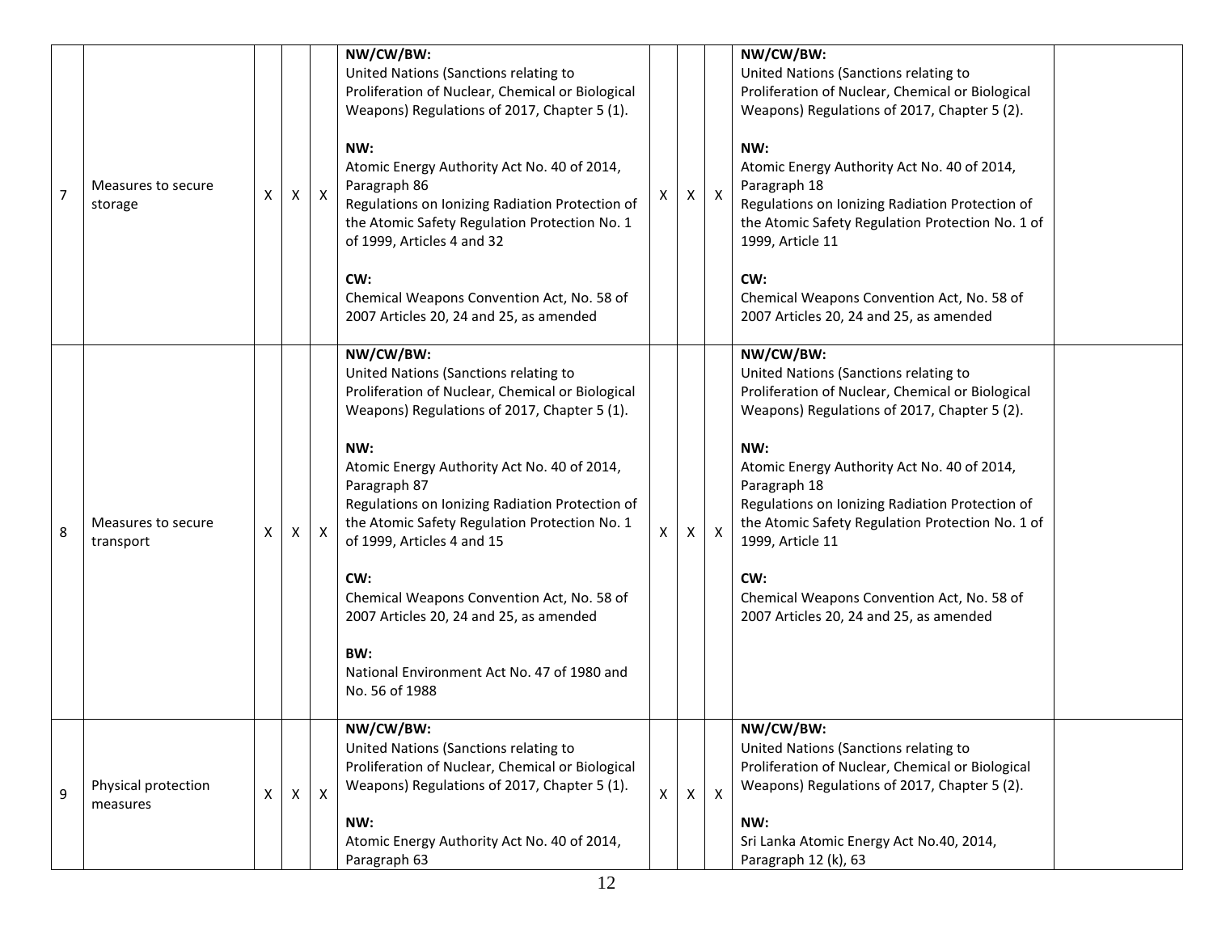| 7 | Measures to secure storage | X | X | X | **NW/CW/BW:**<br>United Nations (Sanctions relating to Proliferation of Nuclear, Chemical or Biological Weapons) Regulations of 2017, Chapter 5 (1).<br><br>**NW:**<br>Atomic Energy Authority Act No. 40 of 2014, Paragraph 86<br>Regulations on Ionizing Radiation Protection of the Atomic Safety Regulation Protection No. 1 of 1999, Articles 4 and 32<br><br>**CW:**<br>Chemical Weapons Convention Act, No. 58 of 2007 Articles 20, 24 and 25, as amended | X | X | X | **NW/CW/BW:**<br>United Nations (Sanctions relating to Proliferation of Nuclear, Chemical or Biological Weapons) Regulations of 2017, Chapter 5 (2).<br><br>**NW:**<br>Atomic Energy Authority Act No. 40 of 2014, Paragraph 18<br>Regulations on Ionizing Radiation Protection of the Atomic Safety Regulation Protection No. 1 of 1999, Article 11<br><br>**CW:**<br>Chemical Weapons Convention Act, No. 58 of 2007 Articles 20, 24 and 25, as amended | |
|---|---|---|---|---|---|---|---|---|---|---|
| 8 | Measures to secure transport | X | X | X | **NW/CW/BW:**<br>United Nations (Sanctions relating to Proliferation of Nuclear, Chemical or Biological Weapons) Regulations of 2017, Chapter 5 (1).<br><br>**NW:**<br>Atomic Energy Authority Act No. 40 of 2014, Paragraph 87<br>Regulations on Ionizing Radiation Protection of the Atomic Safety Regulation Protection No. 1 of 1999, Articles 4 and 15<br><br>**CW:**<br>Chemical Weapons Convention Act, No. 58 of 2007 Articles 20, 24 and 25, as amended<br><br>**BW:**<br>National Environment Act No. 47 of 1980 and No. 56 of 1988 | X | X | X | **NW/CW/BW:**<br>United Nations (Sanctions relating to Proliferation of Nuclear, Chemical or Biological Weapons) Regulations of 2017, Chapter 5 (2).<br><br>**NW:**<br>Atomic Energy Authority Act No. 40 of 2014, Paragraph 18<br>Regulations on Ionizing Radiation Protection of the Atomic Safety Regulation Protection No. 1 of 1999, Article 11<br><br>**CW:**<br>Chemical Weapons Convention Act, No. 58 of 2007 Articles 20, 24 and 25, as amended | |
| 9 | Physical protection measures | X | X | X | **NW/CW/BW:**<br>United Nations (Sanctions relating to Proliferation of Nuclear, Chemical or Biological Weapons) Regulations of 2017, Chapter 5 (1).<br><br>**NW:**<br>Atomic Energy Authority Act No. 40 of 2014, Paragraph 63 | X | X | X | **NW/CW/BW:**<br>United Nations (Sanctions relating to Proliferation of Nuclear, Chemical or Biological Weapons) Regulations of 2017, Chapter 5 (2).<br><br>**NW:**<br>Sri Lanka Atomic Energy Act No.40, 2014, Paragraph 12 (k), 63 | |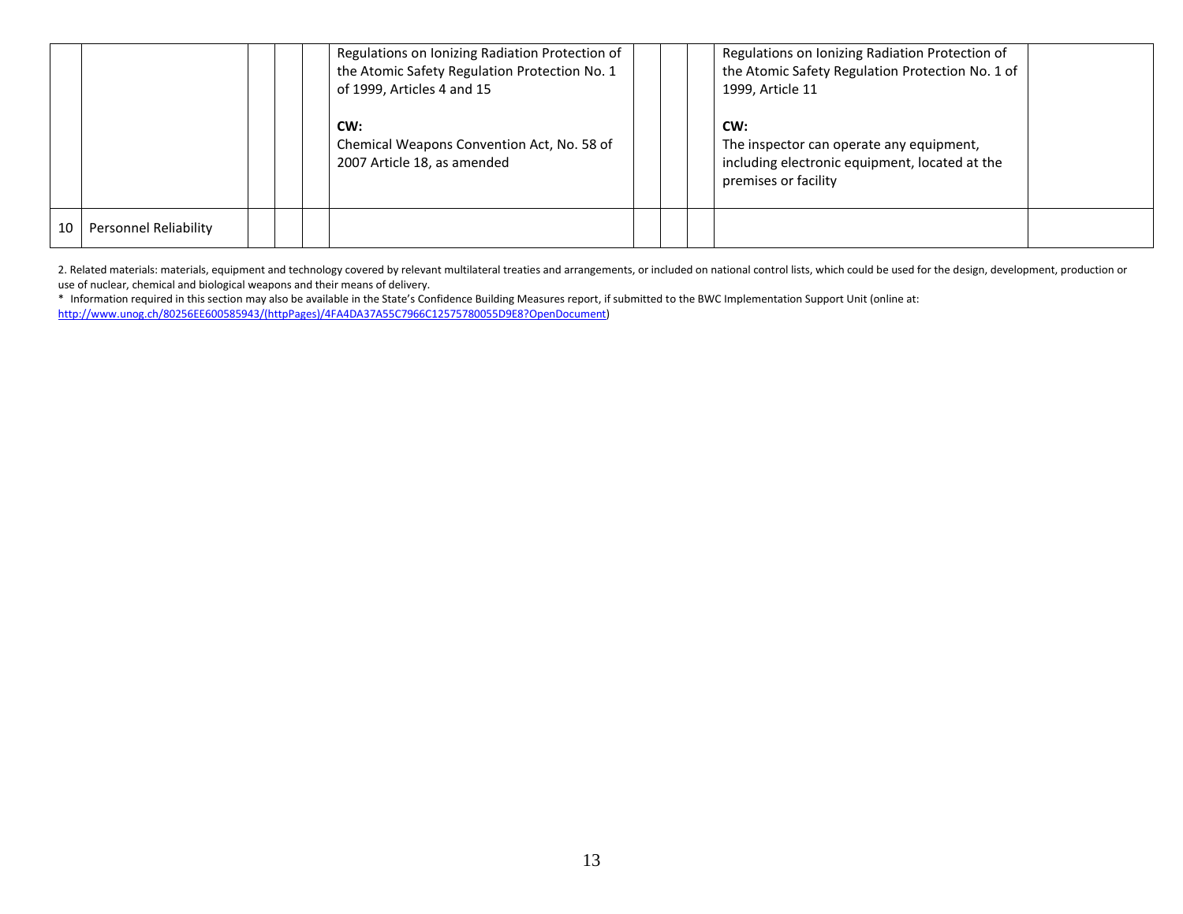|  |  |  |  |  | Regulations on Ionizing Radiation Protection of the Atomic Safety Regulation Protection No. 1 of 1999, Articles 4 and 15<br><br>**CW:**<br>Chemical Weapons Convention Act, No. 58 of 2007 Article 18, as amended |  |  |  | Regulations on Ionizing Radiation Protection of the Atomic Safety Regulation Protection No. 1 of 1999, Article 11<br><br>**CW:**<br>The inspector can operate any equipment, including electronic equipment, located at the premises or facility |  |
|---|---|---|---|---|---|---|---|---|---|---|
| 10 | Personnel Reliability |  |  |  |  |  |  |  |  |  |

2. Related materials: materials, equipment and technology covered by relevant multilateral treaties and arrangements, or included on national control lists, which could be used for the design, development, production or use of nuclear, chemical and biological weapons and their means of delivery.

* Information required in this section may also be available in the State's Confidence Building Measures report, if submitted to the BWC Implementation Support Unit (online at: http://www.unog.ch/80256EE600585943/(httpPages)/4FA4DA37A55C7966C12575780055D9E8?OpenDocument)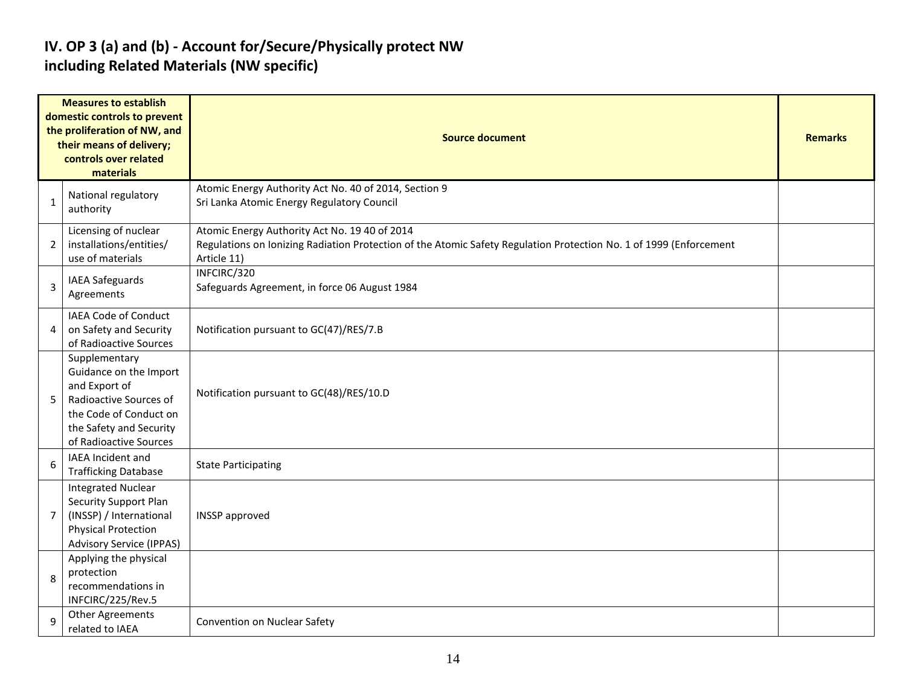## IV. OP 3 (a) and (b) - Account for/Secure/Physically protect NW including Related Materials (NW specific)

| | Measures to establish domestic controls to prevent the proliferation of NW, and their means of delivery; controls over related materials | Source document | Remarks |
|---|---|---|---|
| 1 | National regulatory authority | Atomic Energy Authority Act No. 40 of 2014, Section 9<br>Sri Lanka Atomic Energy Regulatory Council | |
| 2 | Licensing of nuclear installations/entities/ use of materials | Atomic Energy Authority Act No. 19 40 of 2014<br>Regulations on Ionizing Radiation Protection of the Atomic Safety Regulation Protection No. 1 of 1999 (Enforcement Article 11) | |
| 3 | IAEA Safeguards Agreements | INFCIRC/320<br>Safeguards Agreement, in force 06 August 1984 | |
| 4 | IAEA Code of Conduct on Safety and Security of Radioactive Sources | Notification pursuant to GC(47)/RES/7.B | |
| 5 | Supplementary Guidance on the Import and Export of Radioactive Sources of the Code of Conduct on the Safety and Security of Radioactive Sources | Notification pursuant to GC(48)/RES/10.D | |
| 6 | IAEA Incident and Trafficking Database | State Participating | |
| 7 | Integrated Nuclear Security Support Plan (INSSP) / International Physical Protection Advisory Service (IPPAS) | INSSP approved | |
| 8 | Applying the physical protection recommendations in INFCIRC/225/Rev.5 | | |
| 9 | Other Agreements related to IAEA | Convention on Nuclear Safety | |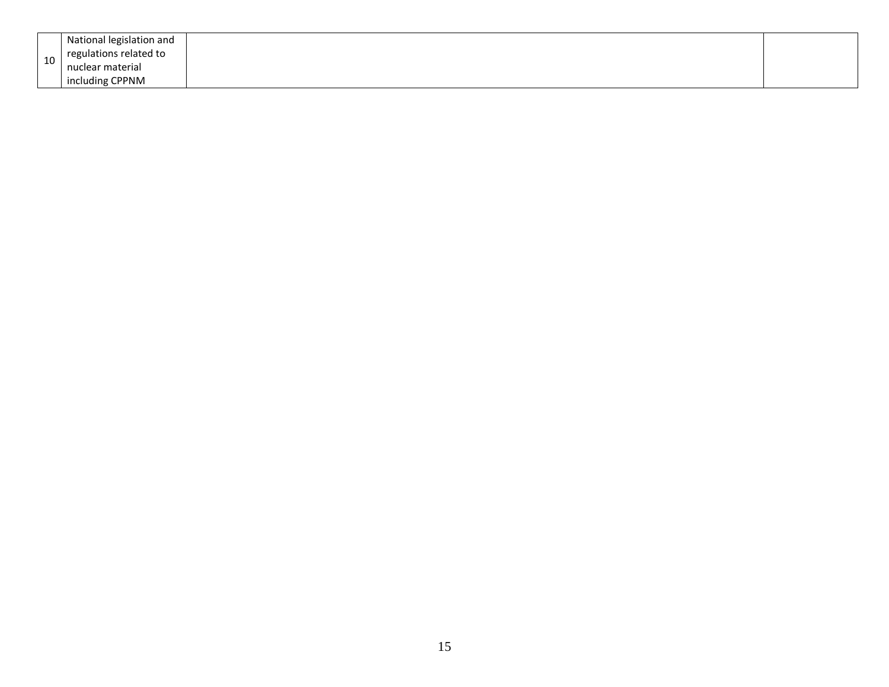|  |  |  |  |
|---|---|---|---|
| 10 | National legislation and regulations related to nuclear material including CPPNM |  |  |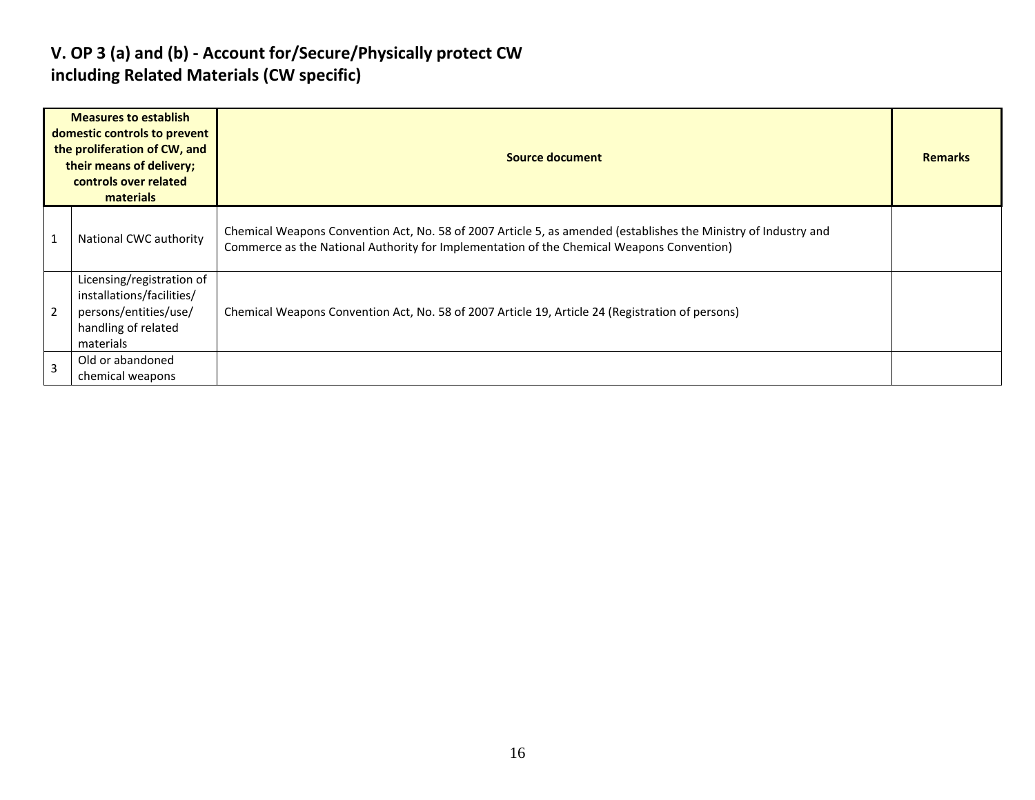## V. OP 3 (a) and (b) - Account for/Secure/Physically protect CW including Related Materials (CW specific)

| | Measures to establish domestic controls to prevent the proliferation of CW, and their means of delivery; controls over related materials | Source document | Remarks |
|---|---|---|---|
| 1 | National CWC authority | Chemical Weapons Convention Act, No. 58 of 2007 Article 5, as amended (establishes the Ministry of Industry and Commerce as the National Authority for Implementation of the Chemical Weapons Convention) | |
| 2 | Licensing/registration of installations/facilities/ persons/entities/use/ handling of related materials | Chemical Weapons Convention Act, No. 58 of 2007 Article 19, Article 24 (Registration of persons) | |
| 3 | Old or abandoned chemical weapons | | |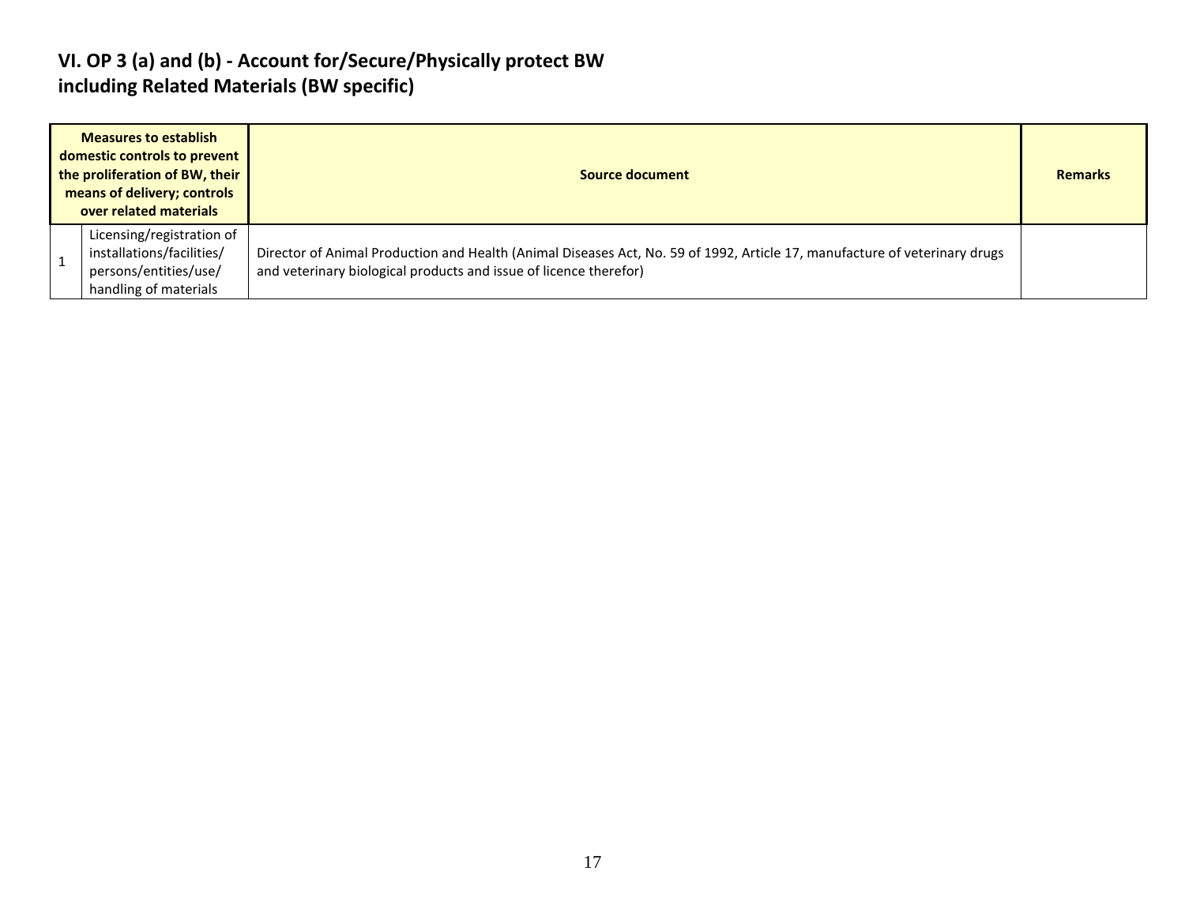## VI. OP 3 (a) and (b) - Account for/Secure/Physically protect BW including Related Materials (BW specific)

| Measures to establish domestic controls to prevent the proliferation of BW, their means of delivery; controls over related materials | | Source document | Remarks |
|---|---|---|---|
| 1 | Licensing/registration of installations/facilities/ persons/entities/use/ handling of materials | Director of Animal Production and Health (Animal Diseases Act, No. 59 of 1992, Article 17, manufacture of veterinary drugs and veterinary biological products and issue of licence therefor) | |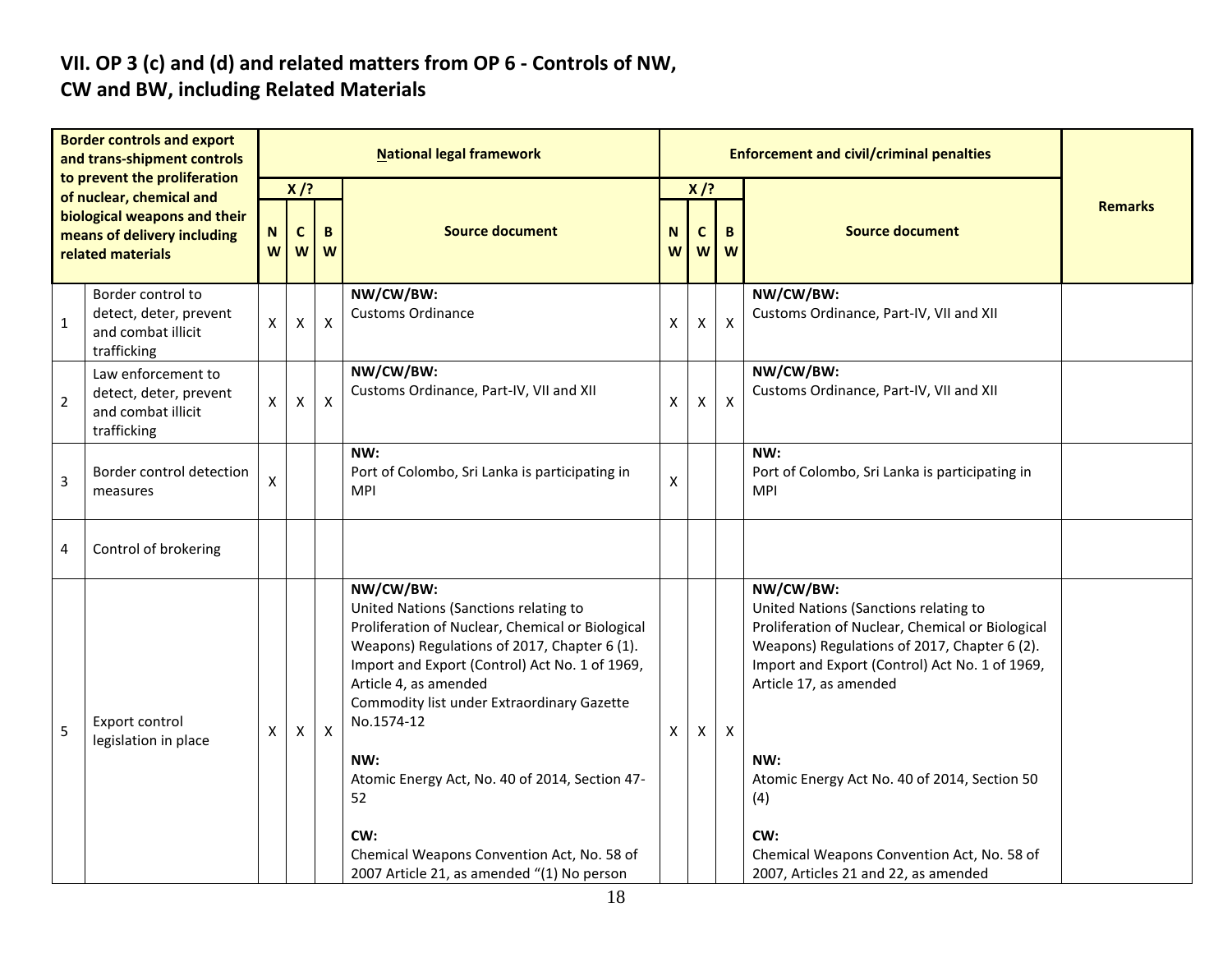## VII. OP 3 (c) and (d) and related matters from OP 6 - Controls of NW, CW and BW, including Related Materials

| Border controls and export and trans-shipment controls to prevent the proliferation of nuclear, chemical and biological weapons and their means of delivery including related materials | | National legal framework | | | | Enforcement and civil/criminal penalties | | | | Remarks |
|---|---|---|---|---|---|---|---|---|---|---|
| | | X /? | | | Source document | X /? | | | Source document | |
| | | NW | CW | BW | | NW | CW | BW | | |
| 1 | Border control to detect, deter, prevent and combat illicit trafficking | X | X | X | **NW/CW/BW:** Customs Ordinance | X | X | X | **NW/CW/BW:** Customs Ordinance, Part-IV, VII and XII | |
| 2 | Law enforcement to detect, deter, prevent and combat illicit trafficking | X | X | X | **NW/CW/BW:** Customs Ordinance, Part-IV, VII and XII | X | X | X | **NW/CW/BW:** Customs Ordinance, Part-IV, VII and XII | |
| 3 | Border control detection measures | X | | | **NW:** Port of Colombo, Sri Lanka is participating in MPI | X | | | **NW:** Port of Colombo, Sri Lanka is participating in MPI | |
| 4 | Control of brokering | | | | | | | | | |
| 5 | Export control legislation in place | X | X | X | **NW/CW/BW:** United Nations (Sanctions relating to Proliferation of Nuclear, Chemical or Biological Weapons) Regulations of 2017, Chapter 6 (1). Import and Export (Control) Act No. 1 of 1969, Article 4, as amended Commodity list under Extraordinary Gazette No.1574-12 **NW:** Atomic Energy Act, No. 40 of 2014, Section 47-52 **CW:** Chemical Weapons Convention Act, No. 58 of 2007 Article 21, as amended "(1) No person | X | X | X | **NW/CW/BW:** United Nations (Sanctions relating to Proliferation of Nuclear, Chemical or Biological Weapons) Regulations of 2017, Chapter 6 (2). Import and Export (Control) Act No. 1 of 1969, Article 17, as amended **NW:** Atomic Energy Act No. 40 of 2014, Section 50 (4) **CW:** Chemical Weapons Convention Act, No. 58 of 2007, Articles 21 and 22, as amended | |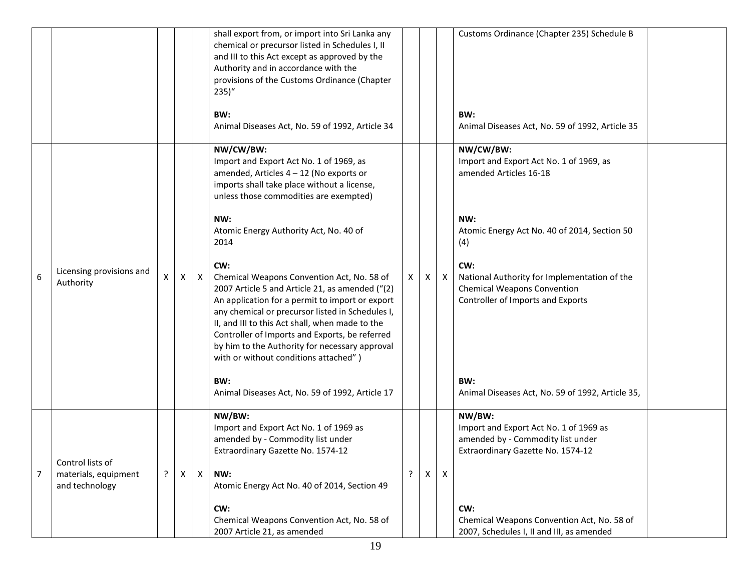| | | | | | | | | | | |
|---|---|---|---|---|---|---|---|---|---|---|
| | | | | | shall export from, or import into Sri Lanka any chemical or precursor listed in Schedules I, II and III to this Act except as approved by the Authority and in accordance with the provisions of the Customs Ordinance (Chapter 235)"<br><br>**BW:**<br>Animal Diseases Act, No. 59 of 1992, Article 34 | | | | Customs Ordinance (Chapter 235) Schedule B<br><br>**BW:**<br>Animal Diseases Act, No. 59 of 1992, Article 35 | |
| 6 | Licensing provisions and Authority | X | X | X | **NW/CW/BW:**<br>Import and Export Act No. 1 of 1969, as amended, Articles 4 – 12 (No exports or imports shall take place without a license, unless those commodities are exempted)<br><br>**NW:**<br>Atomic Energy Authority Act, No. 40 of 2014<br><br>**CW:**<br>Chemical Weapons Convention Act, No. 58 of 2007 Article 5 and Article 21, as amended ("(2) An application for a permit to import or export any chemical or precursor listed in Schedules I, II, and III to this Act shall, when made to the Controller of Imports and Exports, be referred by him to the Authority for necessary approval with or without conditions attached" )<br><br>**BW:**<br>Animal Diseases Act, No. 59 of 1992, Article 17 | X | X | X | **NW/CW/BW:**<br>Import and Export Act No. 1 of 1969, as amended Articles 16-18<br><br>**NW:**<br>Atomic Energy Act No. 40 of 2014, Section 50 (4)<br><br>**CW:**<br>National Authority for Implementation of the Chemical Weapons Convention<br>Controller of Imports and Exports<br><br>**BW:**<br>Animal Diseases Act, No. 59 of 1992, Article 35, | |
| 7 | Control lists of materials, equipment and technology | ? | X | X | **NW/BW:**<br>Import and Export Act No. 1 of 1969 as amended by - Commodity list under Extraordinary Gazette No. 1574-12<br><br>**NW:**<br>Atomic Energy Act No. 40 of 2014, Section 49<br><br>**CW:**<br>Chemical Weapons Convention Act, No. 58 of 2007 Article 21, as amended | ? | X | X | **NW/BW:**<br>Import and Export Act No. 1 of 1969 as amended by - Commodity list under Extraordinary Gazette No. 1574-12<br><br>**CW:**<br>Chemical Weapons Convention Act, No. 58 of 2007, Schedules I, II and III, as amended | |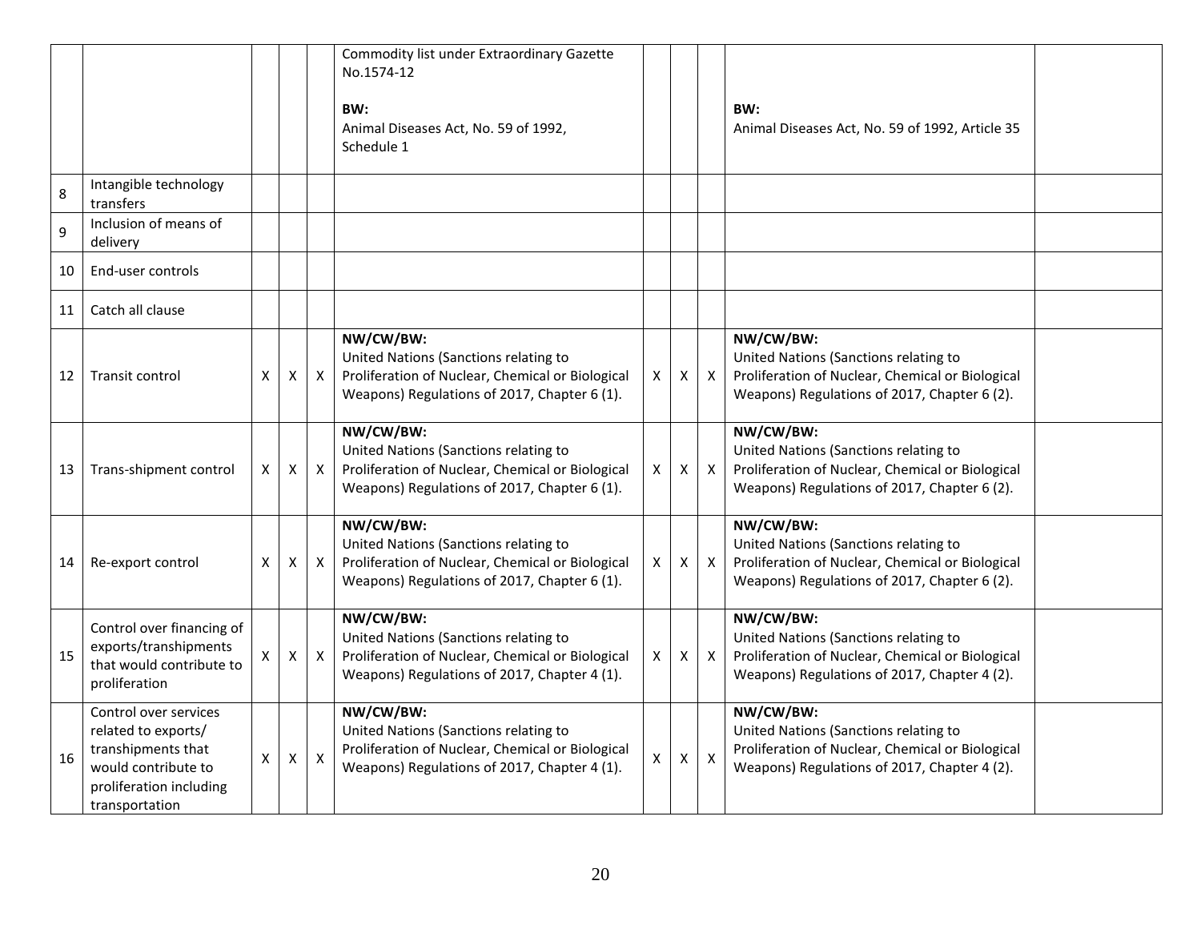| | | | | | | | | | | |
|---|---|---|---|---|---|---|---|---|---|---|
| | | | | | Commodity list under Extraordinary Gazette No.1574-12<br><br>**BW:**<br>Animal Diseases Act, No. 59 of 1992, Schedule 1 | | | | **BW:**<br>Animal Diseases Act, No. 59 of 1992, Article 35 | |
| 8 | Intangible technology transfers | | | | | | | | | |
| 9 | Inclusion of means of delivery | | | | | | | | | |
| 10 | End-user controls | | | | | | | | | |
| 11 | Catch all clause | | | | | | | | | |
| 12 | Transit control | X | X | X | **NW/CW/BW:**<br>United Nations (Sanctions relating to Proliferation of Nuclear, Chemical or Biological Weapons) Regulations of 2017, Chapter 6 (1). | X | X | X | **NW/CW/BW:**<br>United Nations (Sanctions relating to Proliferation of Nuclear, Chemical or Biological Weapons) Regulations of 2017, Chapter 6 (2). | |
| 13 | Trans-shipment control | X | X | X | **NW/CW/BW:**<br>United Nations (Sanctions relating to Proliferation of Nuclear, Chemical or Biological Weapons) Regulations of 2017, Chapter 6 (1). | X | X | X | **NW/CW/BW:**<br>United Nations (Sanctions relating to Proliferation of Nuclear, Chemical or Biological Weapons) Regulations of 2017, Chapter 6 (2). | |
| 14 | Re-export control | X | X | X | **NW/CW/BW:**<br>United Nations (Sanctions relating to Proliferation of Nuclear, Chemical or Biological Weapons) Regulations of 2017, Chapter 6 (1). | X | X | X | **NW/CW/BW:**<br>United Nations (Sanctions relating to Proliferation of Nuclear, Chemical or Biological Weapons) Regulations of 2017, Chapter 6 (2). | |
| 15 | Control over financing of exports/transhipments that would contribute to proliferation | X | X | X | **NW/CW/BW:**<br>United Nations (Sanctions relating to Proliferation of Nuclear, Chemical or Biological Weapons) Regulations of 2017, Chapter 4 (1). | X | X | X | **NW/CW/BW:**<br>United Nations (Sanctions relating to Proliferation of Nuclear, Chemical or Biological Weapons) Regulations of 2017, Chapter 4 (2). | |
| 16 | Control over services related to exports/ transhipments that would contribute to proliferation including transportation | X | X | X | **NW/CW/BW:**<br>United Nations (Sanctions relating to Proliferation of Nuclear, Chemical or Biological Weapons) Regulations of 2017, Chapter 4 (1). | X | X | X | **NW/CW/BW:**<br>United Nations (Sanctions relating to Proliferation of Nuclear, Chemical or Biological Weapons) Regulations of 2017, Chapter 4 (2). | |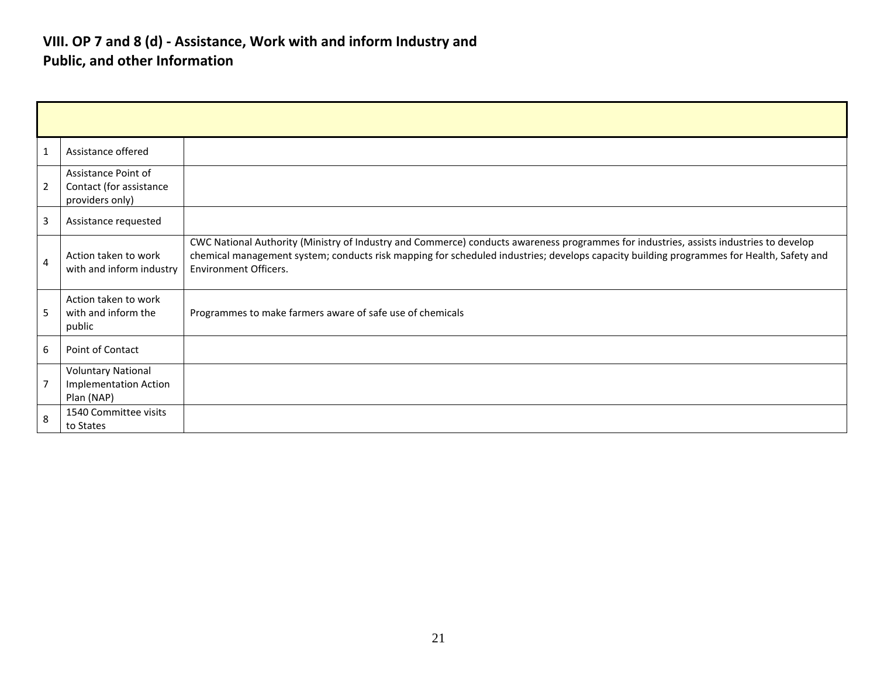**VIII. OP 7 and 8 (d) - Assistance, Work with and inform Industry and Public, and other Information**

| | | |
|---|---|---|
| 1 | Assistance offered | |
| 2 | Assistance Point of Contact (for assistance providers only) | |
| 3 | Assistance requested | |
| 4 | Action taken to work with and inform industry | CWC National Authority (Ministry of Industry and Commerce) conducts awareness programmes for industries, assists industries to develop chemical management system; conducts risk mapping for scheduled industries; develops capacity building programmes for Health, Safety and Environment Officers. |
| 5 | Action taken to work with and inform the public | Programmes to make farmers aware of safe use of chemicals |
| 6 | Point of Contact | |
| 7 | Voluntary National Implementation Action Plan (NAP) | |
| 8 | 1540 Committee visits to States | |